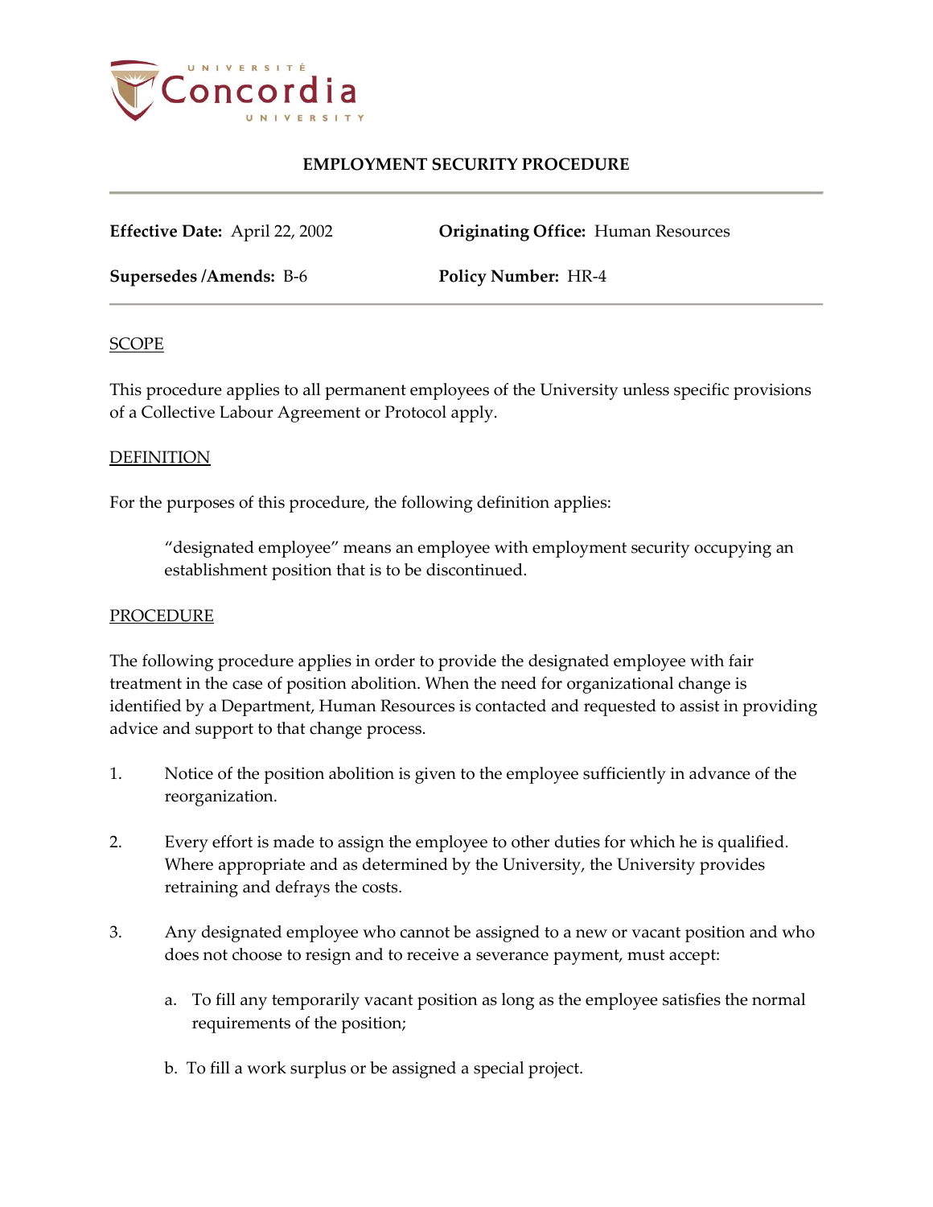# EMPLOYMENT SECURITY PROCEDURE

**Effective Date:** April 22, 2002 **Originating Office:** Human Resources

**Supersedes /Amends:** B-6 **Policy Number:** HR-4

## SCOPE

This procedure applies to all permanent employees of the University unless specific provisions of a Collective Labour Agreement or Protocol apply.

## DEFINITION

For the purposes of this procedure, the following definition applies:

> "designated employee" means an employee with employment security occupying an establishment position that is to be discontinued.

## PROCEDURE

The following procedure applies in order to provide the designated employee with fair treatment in the case of position abolition. When the need for organizational change is identified by a Department, Human Resources is contacted and requested to assist in providing advice and support to that change process.

1. Notice of the position abolition is given to the employee sufficiently in advance of the reorganization.

2. Every effort is made to assign the employee to other duties for which he is qualified. Where appropriate and as determined by the University, the University provides retraining and defrays the costs.

3. Any designated employee who cannot be assigned to a new or vacant position and who does not choose to resign and to receive a severance payment, must accept:

   a. To fill any temporarily vacant position as long as the employee satisfies the normal requirements of the position;

   b. To fill a work surplus or be assigned a special project.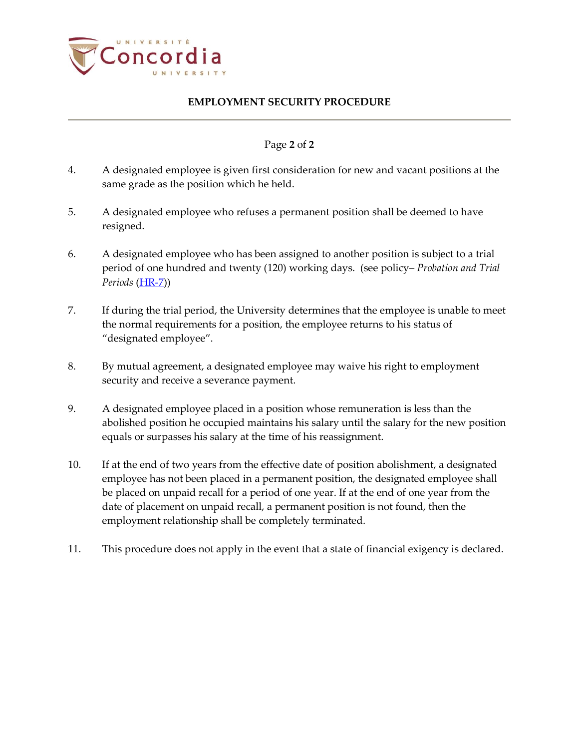4. A designated employee is given first consideration for new and vacant positions at the same grade as the position which he held.

5. A designated employee who refuses a permanent position shall be deemed to have resigned.

6. A designated employee who has been assigned to another position is subject to a trial period of one hundred and twenty (120) working days. (see policy– *Probation and Trial Periods* (HR-7))

7. If during the trial period, the University determines that the employee is unable to meet the normal requirements for a position, the employee returns to his status of "designated employee".

8. By mutual agreement, a designated employee may waive his right to employment security and receive a severance payment.

9. A designated employee placed in a position whose remuneration is less than the abolished position he occupied maintains his salary until the salary for the new position equals or surpasses his salary at the time of his reassignment.

10. If at the end of two years from the effective date of position abolishment, a designated employee has not been placed in a permanent position, the designated employee shall be placed on unpaid recall for a period of one year. If at the end of one year from the date of placement on unpaid recall, a permanent position is not found, then the employment relationship shall be completely terminated.

11. This procedure does not apply in the event that a state of financial exigency is declared.